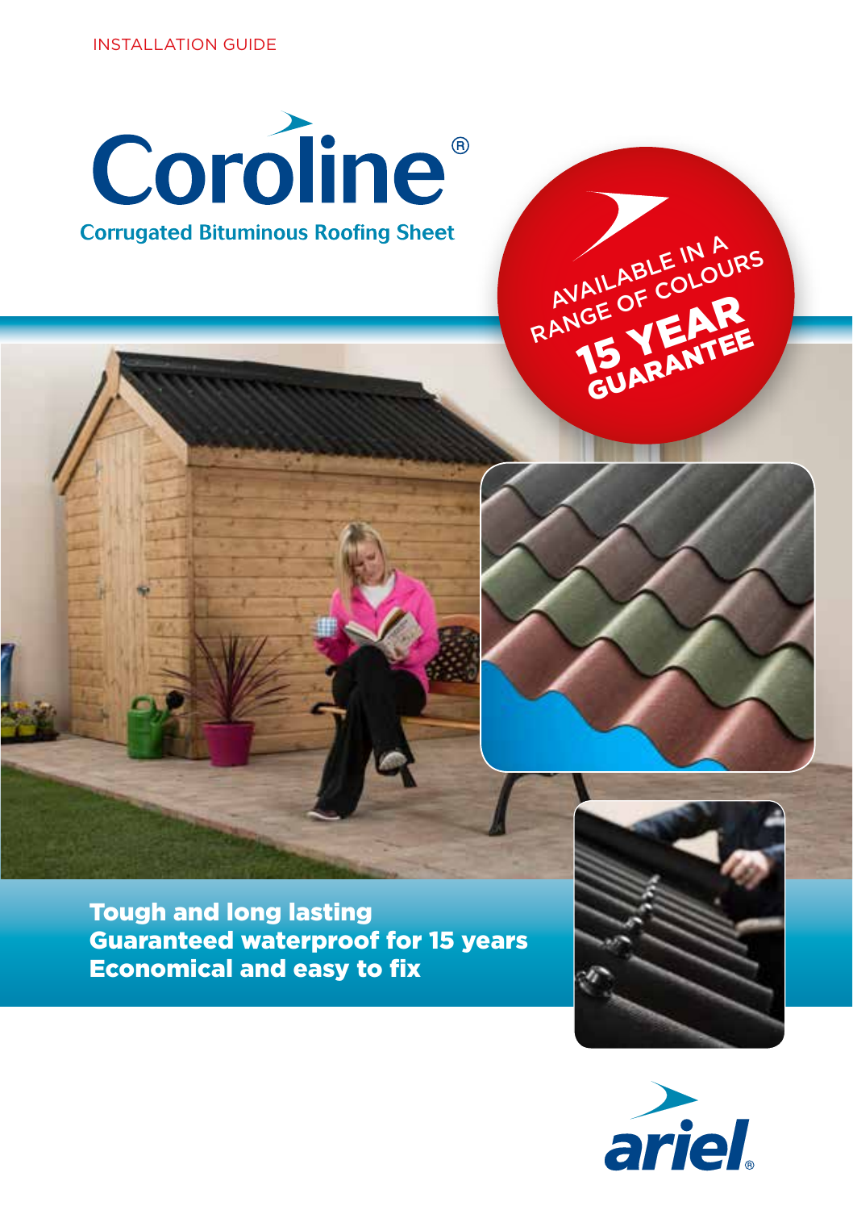INSTALLATION GUIDE

# Coroline®

## Corrugated Bituminous Roofing Sheet

AVAILABLE IN A RANGE OF COLOURS

**15 YEAR GUARANTEE**

**Tough and long lasting**
**Guaranteed waterproof for 15 years**
**Economical and easy to fix**

ariel®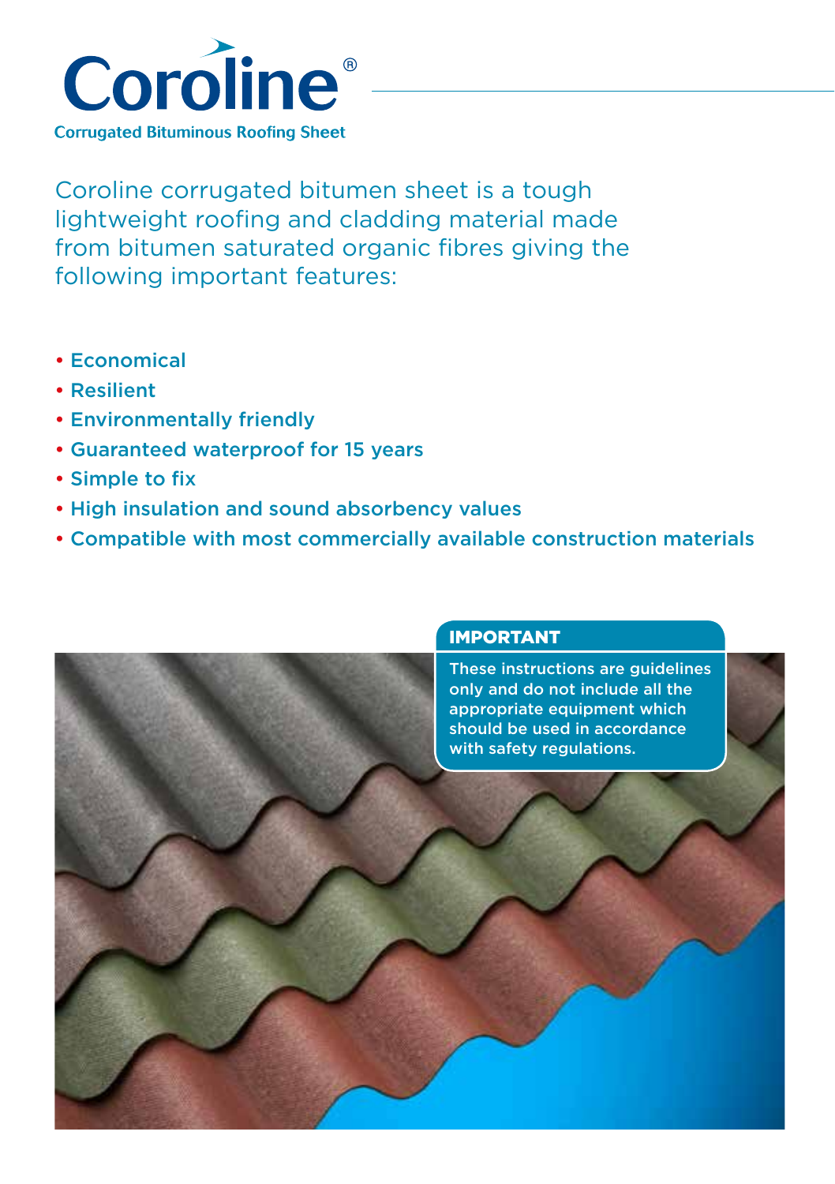# Coroline®

**Corrugated Bituminous Roofing Sheet**

Coroline corrugated bitumen sheet is a tough lightweight roofing and cladding material made from bitumen saturated organic fibres giving the following important features:

- Economical
- Resilient
- Environmentally friendly
- Guaranteed waterproof for 15 years
- Simple to fix
- High insulation and sound absorbency values
- Compatible with most commercially available construction materials

**IMPORTANT**

These instructions are guidelines only and do not include all the appropriate equipment which should be used in accordance with safety regulations.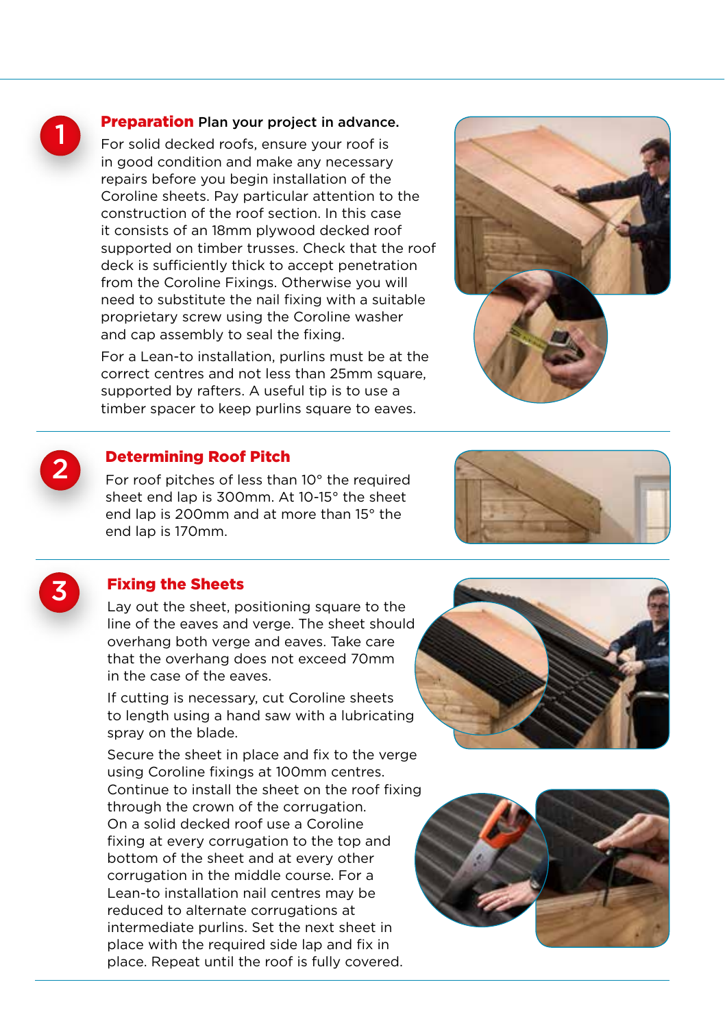## 1 Preparation

**Plan your project in advance.**

For solid decked roofs, ensure your roof is in good condition and make any necessary repairs before you begin installation of the Coroline sheets. Pay particular attention to the construction of the roof section. In this case it consists of an 18mm plywood decked roof supported on timber trusses. Check that the roof deck is sufficiently thick to accept penetration from the Coroline Fixings. Otherwise you will need to substitute the nail fixing with a suitable proprietary screw using the Coroline washer and cap assembly to seal the fixing.

For a Lean-to installation, purlins must be at the correct centres and not less than 25mm square, supported by rafters. A useful tip is to use a timber spacer to keep purlins square to eaves.

## 2 Determining Roof Pitch

For roof pitches of less than 10° the required sheet end lap is 300mm. At 10-15° the sheet end lap is 200mm and at more than 15° the end lap is 170mm.

## 3 Fixing the Sheets

Lay out the sheet, positioning square to the line of the eaves and verge. The sheet should overhang both verge and eaves. Take care that the overhang does not exceed 70mm in the case of the eaves.

If cutting is necessary, cut Coroline sheets to length using a hand saw with a lubricating spray on the blade.

Secure the sheet in place and fix to the verge using Coroline fixings at 100mm centres. Continue to install the sheet on the roof fixing through the crown of the corrugation. On a solid decked roof use a Coroline fixing at every corrugation to the top and bottom of the sheet and at every other corrugation in the middle course. For a Lean-to installation nail centres may be reduced to alternate corrugations at intermediate purlins. Set the next sheet in place with the required side lap and fix in place. Repeat until the roof is fully covered.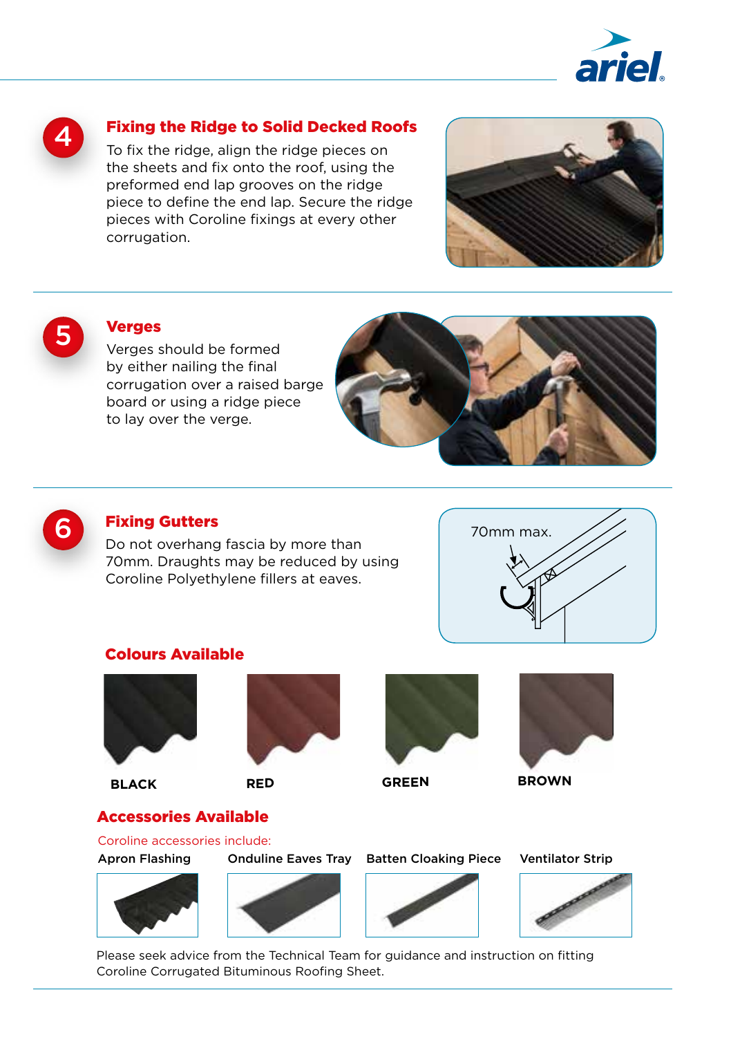## 4 Fixing the Ridge to Solid Decked Roofs

To fix the ridge, align the ridge pieces on the sheets and fix onto the roof, using the preformed end lap grooves on the ridge piece to define the end lap. Secure the ridge pieces with Coroline fixings at every other corrugation.

## 5 Verges

Verges should be formed by either nailing the final corrugation over a raised barge board or using a ridge piece to lay over the verge.

## 6 Fixing Gutters

Do not overhang fascia by more than 70mm. Draughts may be reduced by using Coroline Polyethylene fillers at eaves.

70mm max.

### Colours Available

BLACK

RED

GREEN

BROWN

### Accessories Available

Coroline accessories include:

- Apron Flashing
- Onduline Eaves Tray
- Batten Cloaking Piece
- Ventilator Strip

Please seek advice from the Technical Team for guidance and instruction on fitting Coroline Corrugated Bituminous Roofing Sheet.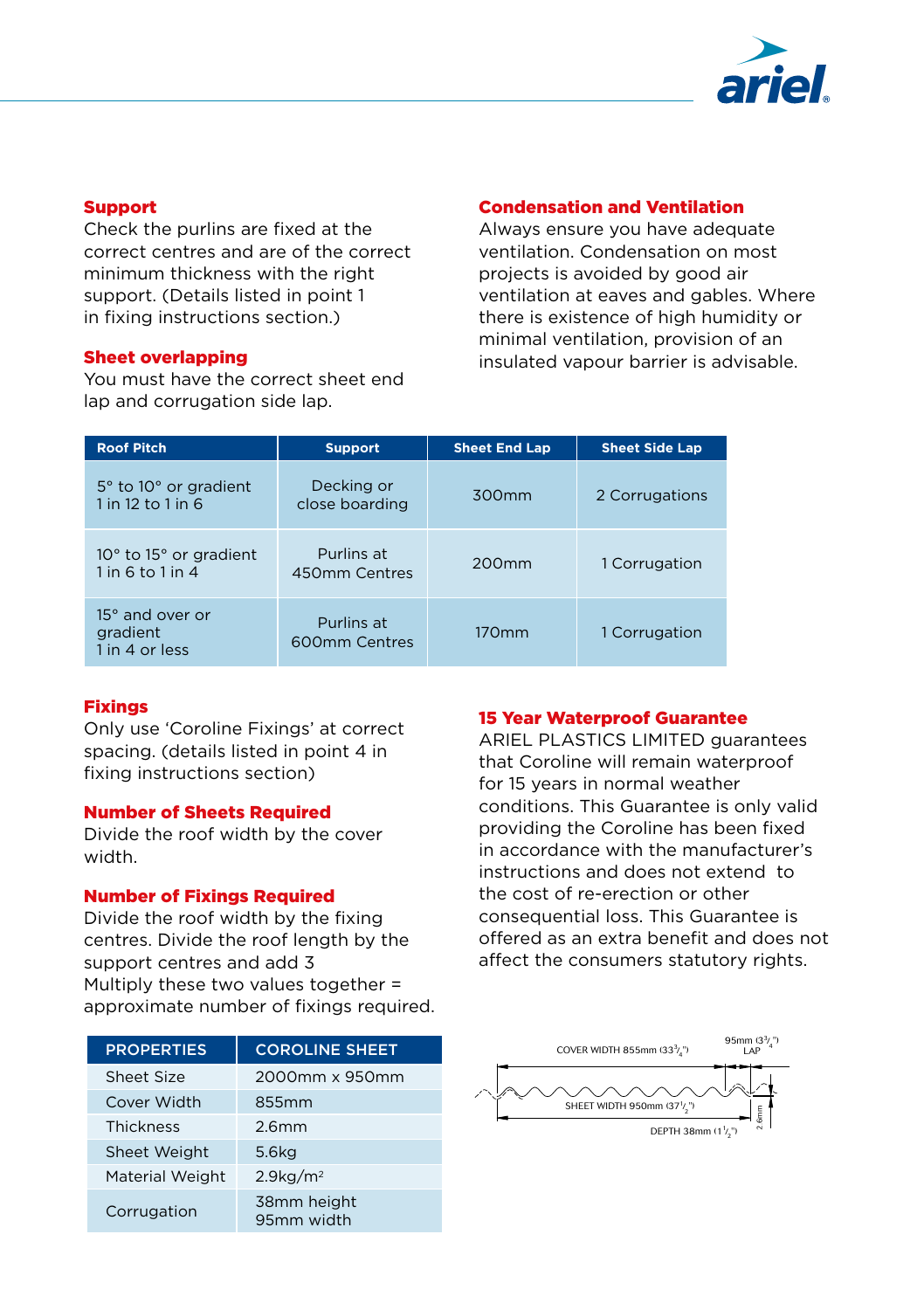## Support

Check the purlins are fixed at the correct centres and are of the correct minimum thickness with the right support. (Details listed in point 1 in fixing instructions section.)

## Sheet overlapping

You must have the correct sheet end lap and corrugation side lap.

## Condensation and Ventilation

Always ensure you have adequate ventilation. Condensation on most projects is avoided by good air ventilation at eaves and gables. Where there is existence of high humidity or minimal ventilation, provision of an insulated vapour barrier is advisable.

| Roof Pitch | Support | Sheet End Lap | Sheet Side Lap |
|---|---|---|---|
| 5° to 10° or gradient 1 in 12 to 1 in 6 | Decking or close boarding | 300mm | 2 Corrugations |
| 10° to 15° or gradient 1 in 6 to 1 in 4 | Purlins at 450mm Centres | 200mm | 1 Corrugation |
| 15° and over or gradient 1 in 4 or less | Purlins at 600mm Centres | 170mm | 1 Corrugation |

## Fixings

Only use 'Coroline Fixings' at correct spacing. (details listed in point 4 in fixing instructions section)

## Number of Sheets Required

Divide the roof width by the cover width.

## Number of Fixings Required

Divide the roof width by the fixing centres. Divide the roof length by the support centres and add 3
Multiply these two values together = approximate number of fixings required.

## 15 Year Waterproof Guarantee

ARIEL PLASTICS LIMITED guarantees that Coroline will remain waterproof for 15 years in normal weather conditions. This Guarantee is only valid providing the Coroline has been fixed in accordance with the manufacturer's instructions and does not extend to the cost of re-erection or other consequential loss. This Guarantee is offered as an extra benefit and does not affect the consumers statutory rights.

| PROPERTIES | COROLINE SHEET |
|---|---|
| Sheet Size | 2000mm x 950mm |
| Cover Width | 855mm |
| Thickness | 2.6mm |
| Sheet Weight | 5.6kg |
| Material Weight | 2.9kg/m² |
| Corrugation | 38mm height 95mm width |

COVER WIDTH 855mm (33¾")
95mm (3¾") LAP
SHEET WIDTH 950mm (37½")
2.6mm
DEPTH 38mm (1½")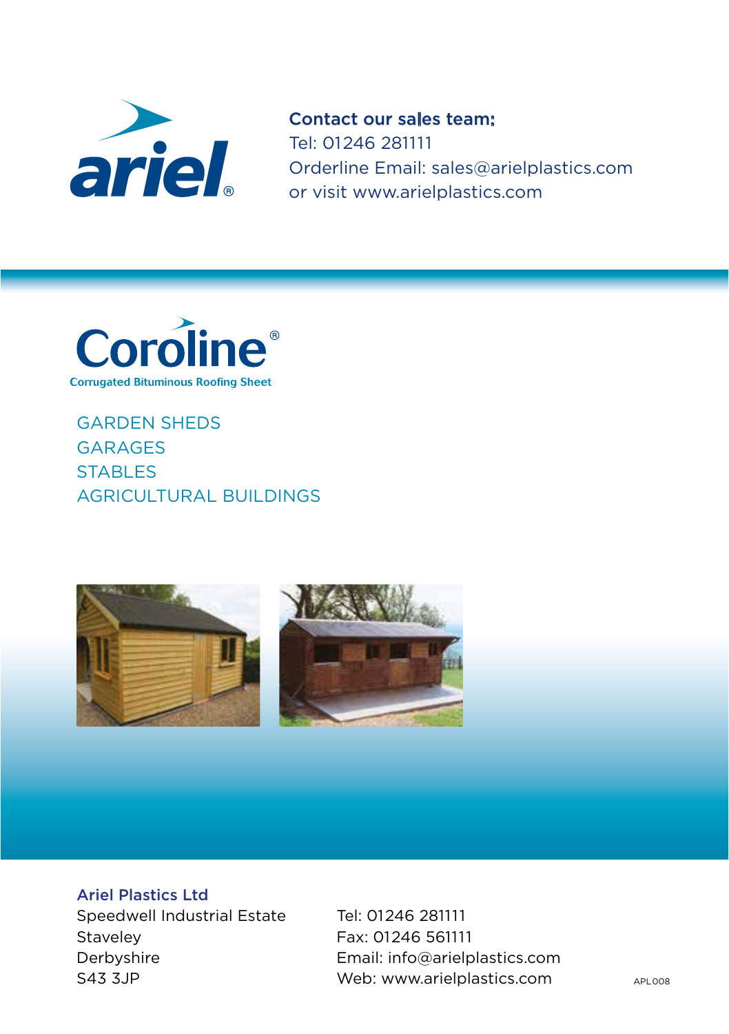**Contact our sales team:**

Tel: 01246 281111

Orderline Email: sales@arielplastics.com

or visit www.arielplastics.com

# Coroline®

Corrugated Bituminous Roofing Sheet

GARDEN SHEDS

GARAGES

STABLES

AGRICULTURAL BUILDINGS

**Ariel Plastics Ltd**

Speedwell Industrial Estate
Staveley
Derbyshire
S43 3JP

Tel: 01246 281111
Fax: 01246 561111
Email: info@arielplastics.com
Web: www.arielplastics.com

APL008